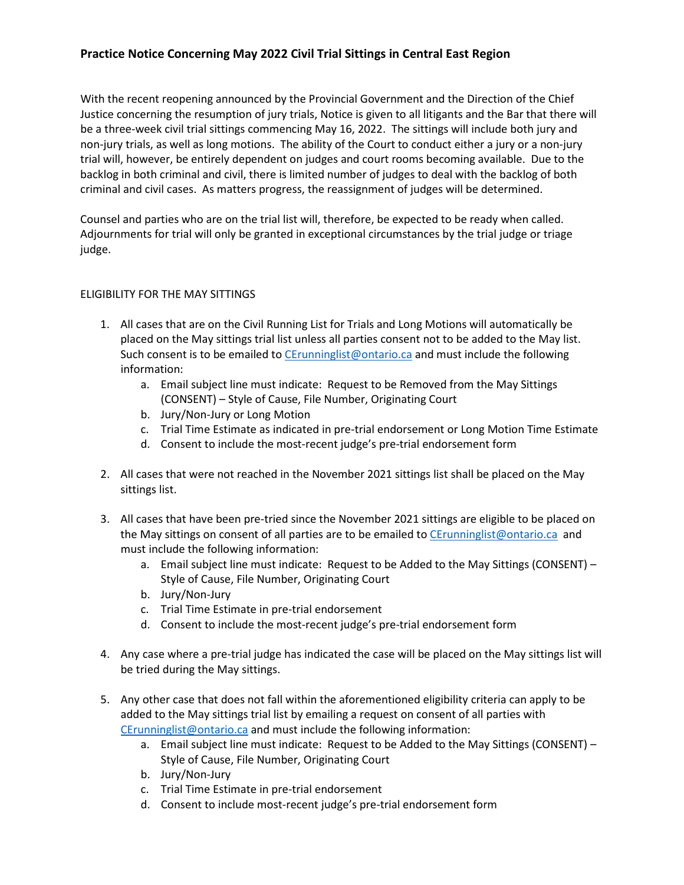# Practice Notice Concerning May 2022 Civil Trial Sittings in Central East Region

With the recent reopening announced by the Provincial Government and the Direction of the Chief Justice concerning the resumption of jury trials, Notice is given to all litigants and the Bar that there will be a three-week civil trial sittings commencing May 16, 2022. The sittings will include both jury and non-jury trials, as well as long motions. The ability of the Court to conduct either a jury or a non-jury trial will, however, be entirely dependent on judges and court rooms becoming available. Due to the backlog in both criminal and civil, there is limited number of judges to deal with the backlog of both criminal and civil cases. As matters progress, the reassignment of judges will be determined.

Counsel and parties who are on the trial list will, therefore, be expected to be ready when called. Adjournments for trial will only be granted in exceptional circumstances by the trial judge or triage judge.

## ELIGIBILITY FOR THE MAY SITTINGS

1. All cases that are on the Civil Running List for Trials and Long Motions will automatically be placed on the May sittings trial list unless all parties consent not to be added to the May list. Such consent is to be emailed to CErunninglist@ontario.ca and must include the following information:
   a. Email subject line must indicate: Request to be Removed from the May Sittings (CONSENT) – Style of Cause, File Number, Originating Court
   b. Jury/Non-Jury or Long Motion
   c. Trial Time Estimate as indicated in pre-trial endorsement or Long Motion Time Estimate
   d. Consent to include the most-recent judge's pre-trial endorsement form

2. All cases that were not reached in the November 2021 sittings list shall be placed on the May sittings list.

3. All cases that have been pre-tried since the November 2021 sittings are eligible to be placed on the May sittings on consent of all parties are to be emailed to CErunninglist@ontario.ca and must include the following information:
   a. Email subject line must indicate: Request to be Added to the May Sittings (CONSENT) – Style of Cause, File Number, Originating Court
   b. Jury/Non-Jury
   c. Trial Time Estimate in pre-trial endorsement
   d. Consent to include the most-recent judge's pre-trial endorsement form

4. Any case where a pre-trial judge has indicated the case will be placed on the May sittings list will be tried during the May sittings.

5. Any other case that does not fall within the aforementioned eligibility criteria can apply to be added to the May sittings trial list by emailing a request on consent of all parties with CErunninglist@ontario.ca and must include the following information:
   a. Email subject line must indicate: Request to be Added to the May Sittings (CONSENT) – Style of Cause, File Number, Originating Court
   b. Jury/Non-Jury
   c. Trial Time Estimate in pre-trial endorsement
   d. Consent to include most-recent judge's pre-trial endorsement form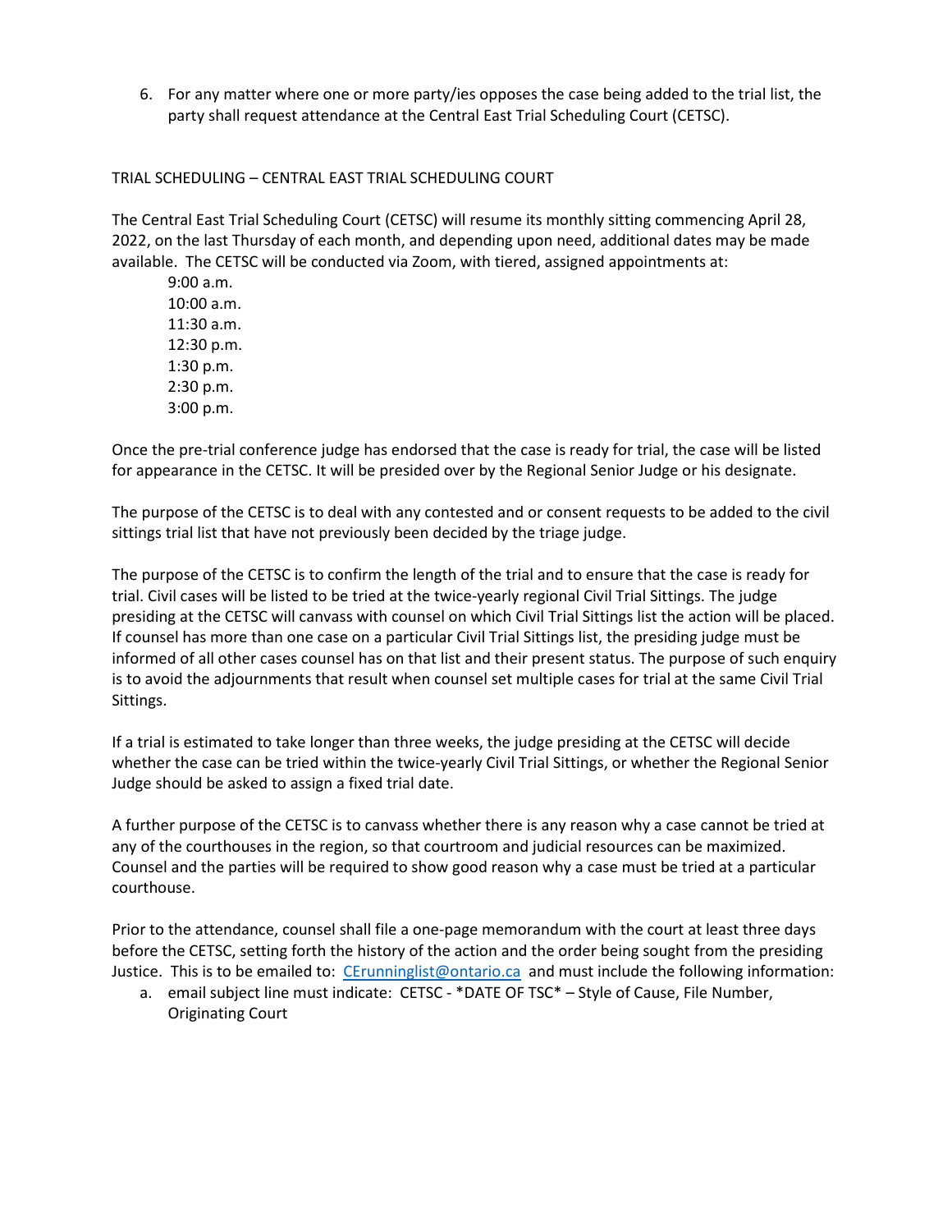6. For any matter where one or more party/ies opposes the case being added to the trial list, the party shall request attendance at the Central East Trial Scheduling Court (CETSC).

TRIAL SCHEDULING – CENTRAL EAST TRIAL SCHEDULING COURT

The Central East Trial Scheduling Court (CETSC) will resume its monthly sitting commencing April 28, 2022, on the last Thursday of each month, and depending upon need, additional dates may be made available. The CETSC will be conducted via Zoom, with tiered, assigned appointments at:

9:00 a.m.
10:00 a.m.
11:30 a.m.
12:30 p.m.
1:30 p.m.
2:30 p.m.
3:00 p.m.

Once the pre-trial conference judge has endorsed that the case is ready for trial, the case will be listed for appearance in the CETSC. It will be presided over by the Regional Senior Judge or his designate.

The purpose of the CETSC is to deal with any contested and or consent requests to be added to the civil sittings trial list that have not previously been decided by the triage judge.

The purpose of the CETSC is to confirm the length of the trial and to ensure that the case is ready for trial. Civil cases will be listed to be tried at the twice-yearly regional Civil Trial Sittings. The judge presiding at the CETSC will canvass with counsel on which Civil Trial Sittings list the action will be placed. If counsel has more than one case on a particular Civil Trial Sittings list, the presiding judge must be informed of all other cases counsel has on that list and their present status. The purpose of such enquiry is to avoid the adjournments that result when counsel set multiple cases for trial at the same Civil Trial Sittings.

If a trial is estimated to take longer than three weeks, the judge presiding at the CETSC will decide whether the case can be tried within the twice-yearly Civil Trial Sittings, or whether the Regional Senior Judge should be asked to assign a fixed trial date.

A further purpose of the CETSC is to canvass whether there is any reason why a case cannot be tried at any of the courthouses in the region, so that courtroom and judicial resources can be maximized. Counsel and the parties will be required to show good reason why a case must be tried at a particular courthouse.

Prior to the attendance, counsel shall file a one-page memorandum with the court at least three days before the CETSC, setting forth the history of the action and the order being sought from the presiding Justice. This is to be emailed to: CErunninglist@ontario.ca and must include the following information:

a. email subject line must indicate: CETSC - *DATE OF TSC* – Style of Cause, File Number, Originating Court